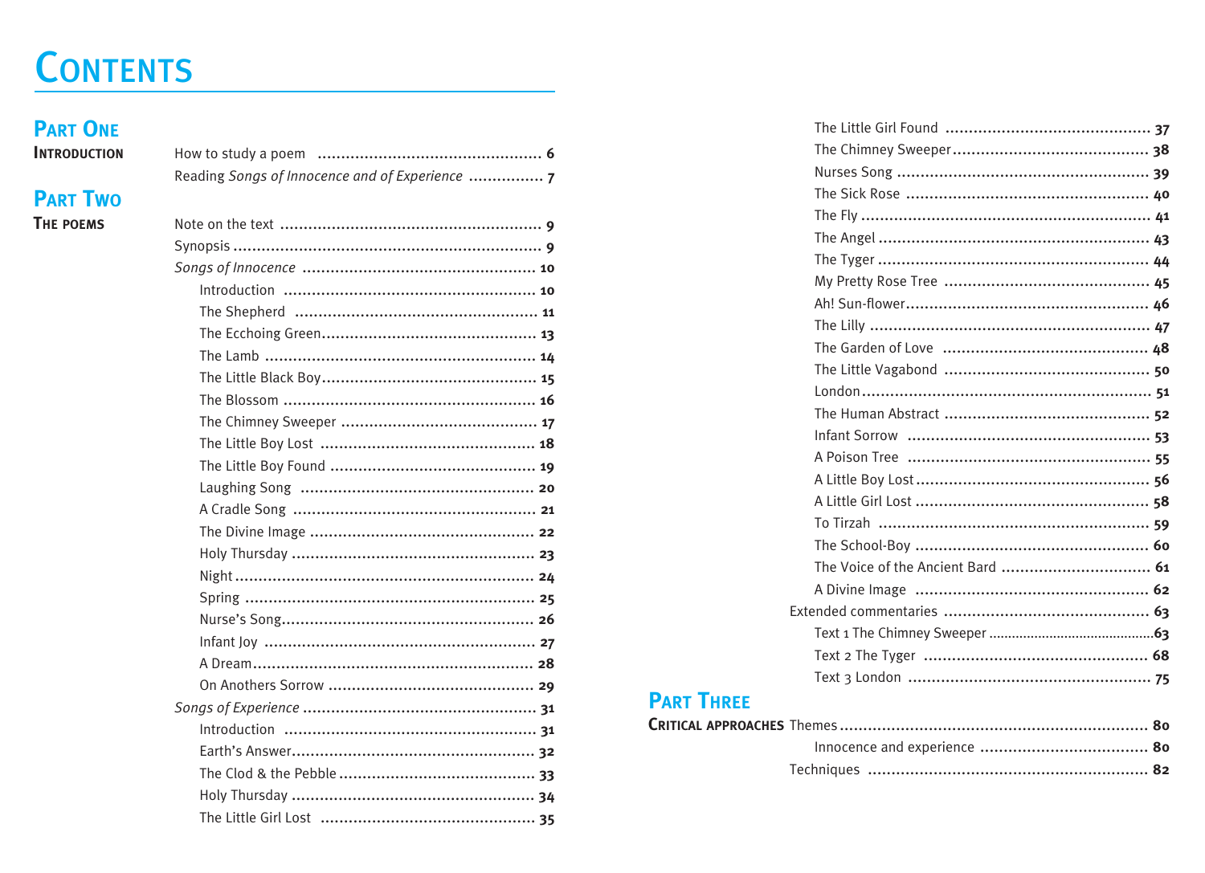# CONTENTS

## PART ONE

### INTRODUCTION

- How to study a poem ............ 6
- Reading *Songs of Innocence and of Experience* ............ 7

## PART TWO

### THE POEMS

- Note on the text ............ 9
- Synopsis ............ 9
- *Songs of Innocence* ............ 10
  - Introduction ............ 10
  - The Shepherd ............ 11
  - The Ecchoing Green ............ 13
  - The Lamb ............ 14
  - The Little Black Boy ............ 15
  - The Blossom ............ 16
  - The Chimney Sweeper ............ 17
  - The Little Boy Lost ............ 18
  - The Little Boy Found ............ 19
  - Laughing Song ............ 20
  - A Cradle Song ............ 21
  - The Divine Image ............ 22
  - Holy Thursday ............ 23
  - Night ............ 24
  - Spring ............ 25
  - Nurse's Song ............ 26
  - Infant Joy ............ 27
  - A Dream ............ 28
  - On Anothers Sorrow ............ 29
- *Songs of Experience* ............ 31
  - Introduction ............ 31
  - Earth's Answer ............ 32
  - The Clod & the Pebble ............ 33
  - Holy Thursday ............ 34
  - The Little Girl Lost ............ 35
  - The Little Girl Found ............ 37
  - The Chimney Sweeper ............ 38
  - Nurses Song ............ 39
  - The Sick Rose ............ 40
  - The Fly ............ 41
  - The Angel ............ 43
  - The Tyger ............ 44
  - My Pretty Rose Tree ............ 45
  - Ah! Sun-flower ............ 46
  - The Lilly ............ 47
  - The Garden of Love ............ 48
  - The Little Vagabond ............ 50
  - London ............ 51
  - The Human Abstract ............ 52
  - Infant Sorrow ............ 53
  - A Poison Tree ............ 55
  - A Little Boy Lost ............ 56
  - A Little Girl Lost ............ 58
  - To Tirzah ............ 59
  - The School-Boy ............ 60
  - The Voice of the Ancient Bard ............ 61
  - A Divine Image ............ 62
- Extended commentaries ............ 63
  - Text 1 The Chimney Sweeper ............ 63
  - Text 2 The Tyger ............ 68
  - Text 3 London ............ 75

## PART THREE

### CRITICAL APPROACHES

- Themes ............ 80
  - Innocence and experience ............ 80
- Techniques ............ 82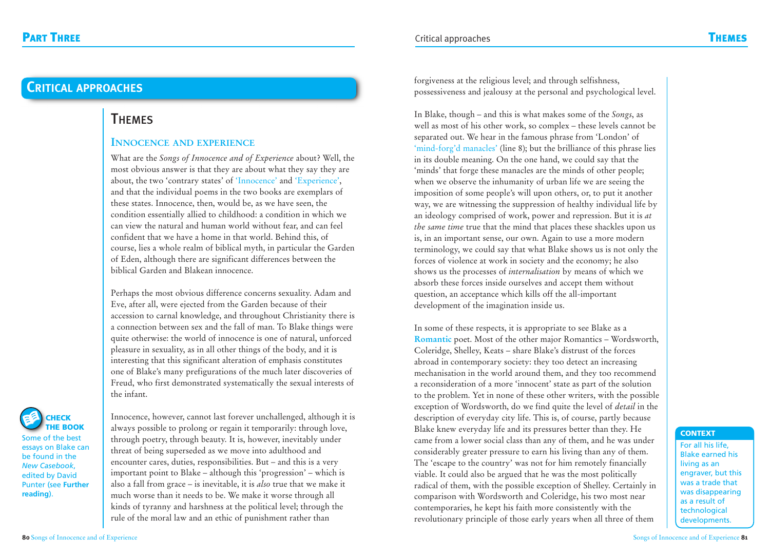# Critical approaches

## Themes

### Innocence and experience

What are the *Songs of Innocence and of Experience* about? Well, the most obvious answer is that they are about what they say they are about, the two 'contrary states' of 'Innocence' and 'Experience', and that the individual poems in the two books are exemplars of these states. Innocence, then, would be, as we have seen, the condition essentially allied to childhood: a condition in which we can view the natural and human world without fear, and can feel confident that we have a home in that world. Behind this, of course, lies a whole realm of biblical myth, in particular the Garden of Eden, although there are significant differences between the biblical Garden and Blakean innocence.

Perhaps the most obvious difference concerns sexuality. Adam and Eve, after all, were ejected from the Garden because of their accession to carnal knowledge, and throughout Christianity there is a connection between sex and the fall of man. To Blake things were quite otherwise: the world of innocence is one of natural, unforced pleasure in sexuality, as in all other things of the body, and it is interesting that this significant alteration of emphasis constitutes one of Blake's many prefigurations of the much later discoveries of Freud, who first demonstrated systematically the sexual interests of the infant.

**CHECK THE BOOK**
Some of the best essays on Blake can be found in the *New Casebook*, edited by David Punter (see **Further reading**).

Innocence, however, cannot last forever unchallenged, although it is always possible to prolong or regain it temporarily: through love, through poetry, through beauty. It is, however, inevitably under threat of being superseded as we move into adulthood and encounter cares, duties, responsibilities. But – and this is a very important point to Blake – although this 'progression' – which is also a fall from grace – is inevitable, it is *also* true that we make it much worse than it needs to be. We make it worse through all kinds of tyranny and harshness at the political level; through the rule of the moral law and an ethic of punishment rather than forgiveness at the religious level; and through selfishness, possessiveness and jealousy at the personal and psychological level.

In Blake, though – and this is what makes some of the *Songs*, as well as most of his other work, so complex – these levels cannot be separated out. We hear in the famous phrase from 'London' of 'mind-forg'd manacles' (line 8); but the brilliance of this phrase lies in its double meaning. On the one hand, we could say that the 'minds' that forge these manacles are the minds of other people; when we observe the inhumanity of urban life we are seeing the imposition of some people's will upon others, or, to put it another way, we are witnessing the suppression of healthy individual life by an ideology comprised of work, power and repression. But it is *at the same time* true that the mind that places these shackles upon us is, in an important sense, our own. Again to use a more modern terminology, we could say that what Blake shows us is not only the forces of violence at work in society and the economy; he also shows us the processes of *internalisation* by means of which we absorb these forces inside ourselves and accept them without question, an acceptance which kills off the all-important development of the imagination inside us.

In some of these respects, it is appropriate to see Blake as a **Romantic** poet. Most of the other major Romantics – Wordsworth, Coleridge, Shelley, Keats – share Blake's distrust of the forces abroad in contemporary society: they too detect an increasing mechanisation in the world around them, and they too recommend a reconsideration of a more 'innocent' state as part of the solution to the problem. Yet in none of these other writers, with the possible exception of Wordsworth, do we find quite the level of *detail* in the description of everyday city life. This is, of course, partly because Blake knew everyday life and its pressures better than they. He came from a lower social class than any of them, and he was under considerably greater pressure to earn his living than any of them. The 'escape to the country' was not for him remotely financially viable. It could also be argued that he was the most politically radical of them, with the possible exception of Shelley. Certainly in comparison with Wordsworth and Coleridge, his two most near contemporaries, he kept his faith more consistently with the revolutionary principle of those early years when all three of them

**CONTEXT**
For all his life, Blake earned his living as an engraver, but this was a trade that was disappearing as a result of technological developments.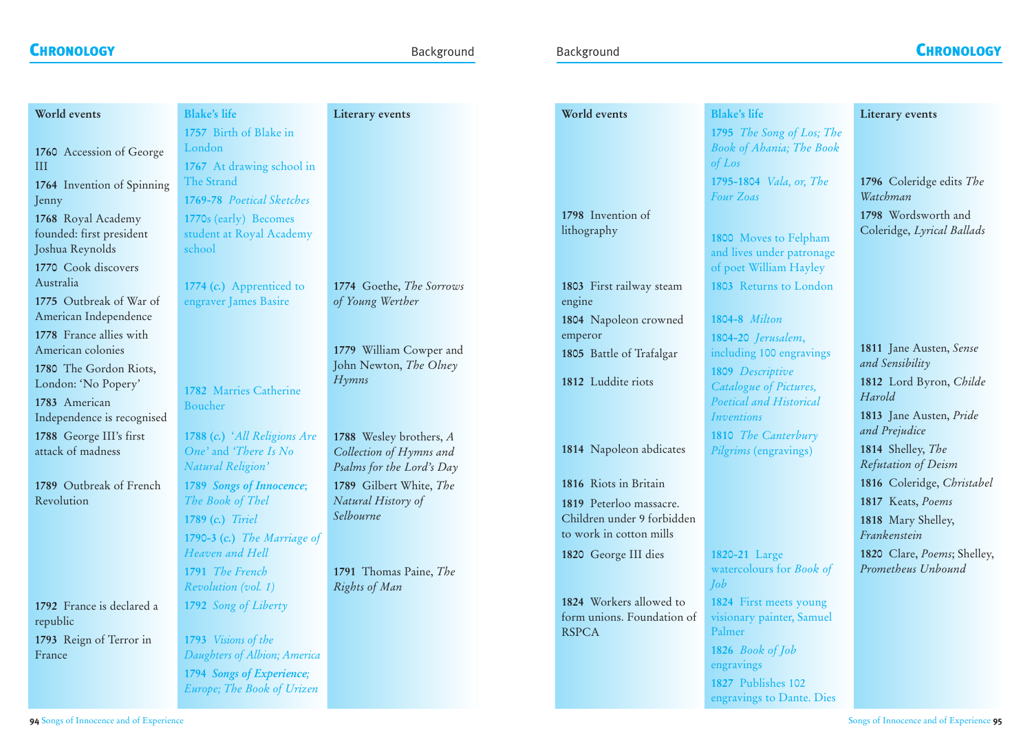# Chronology

| World events | Blake's life | Literary events |
|---|---|---|
| | **1757** Birth of Blake in London | |
| **1760** Accession of George III | **1767** At drawing school in The Strand | |
| **1764** Invention of Spinning Jenny | **1769-78** *Poetical Sketches* | |
| **1768** Royal Academy founded: first president Joshua Reynolds | **1770**s (early) Becomes student at Royal Academy school | |
| **1770** Cook discovers Australia | | |
| **1775** Outbreak of War of American Independence | **1774 (*c.*)** Apprenticed to engraver James Basire | **1774** Goethe, *The Sorrows of Young Werther* |
| **1778** France allies with American colonies | | **1779** William Cowper and John Newton, *The Olney Hymns* |
| **1780** The Gordon Riots, London: 'No Popery' | | |
| **1783** American Independence is recognised | **1782** Marries Catherine Boucher | |
| **1788** George III's first attack of madness | **1788 (*c.*)** *'All Religions Are One'* and *'There Is No Natural Religion'* | **1788** Wesley brothers, *A Collection of Hymns and Psalms for the Lord's Day* |
| **1789** Outbreak of French Revolution | **1789** ***Songs of Innocence***; *The Book of Thel* | **1789** Gilbert White, *The Natural History of Selbourne* |
| | **1789 (*c.*)** *Tiriel* | |
| | **1790-3 (*c.*)** *The Marriage of Heaven and Hell* | |
| | **1791** *The French Revolution (vol. 1)* | **1791** Thomas Paine, *The Rights of Man* |
| **1792** France is declared a republic | **1792** *Song of Liberty* | |
| **1793** Reign of Terror in France | **1793** *Visions of the Daughters of Albion; America* | |
| | **1794** ***Songs of Experience***; *Europe; The Book of Urizen* | |
| | **1795** *The Song of Los; The Book of Ahania; The Book of Los* | |
| | **1795-1804** *Vala, or, The Four Zoas* | **1796** Coleridge edits *The Watchman* |
| **1798** Invention of lithography | | **1798** Wordsworth and Coleridge, *Lyrical Ballads* |
| | **1800** Moves to Felpham and lives under patronage of poet William Hayley | |
| **1803** First railway steam engine | **1803** Returns to London | |
| **1804** Napoleon crowned emperor | **1804-8** *Milton* | |
| **1805** Battle of Trafalgar | **1804-20** *Jerusalem*, including 100 engravings | **1811** Jane Austen, *Sense and Sensibility* |
| **1812** Luddite riots | **1809** *Descriptive Catalogue of Pictures, Poetical and Historical Inventions* | **1812** Lord Byron, *Childe Harold* |
| | | **1813** Jane Austen, *Pride and Prejudice* |
| **1814** Napoleon abdicates | **1810** *The Canterbury Pilgrims* (engravings) | **1814** Shelley, *The Refutation of Deism* |
| **1816** Riots in Britain | | **1816** Coleridge, *Christabel* |
| **1819** Peterloo massacre. Children under 9 forbidden to work in cotton mills | | **1817** Keats, *Poems* |
| | | **1818** Mary Shelley, *Frankenstein* |
| **1820** George III dies | **1820-21** Large watercolours for *Book of Job* | **1820** Clare, *Poems*; Shelley, *Prometheus Unbound* |
| **1824** Workers allowed to form unions. Foundation of RSPCA | **1824** First meets young visionary painter, Samuel Palmer | |
| | **1826** *Book of Job* engravings | |
| | **1827** Publishes 102 engravings to Dante. Dies | |